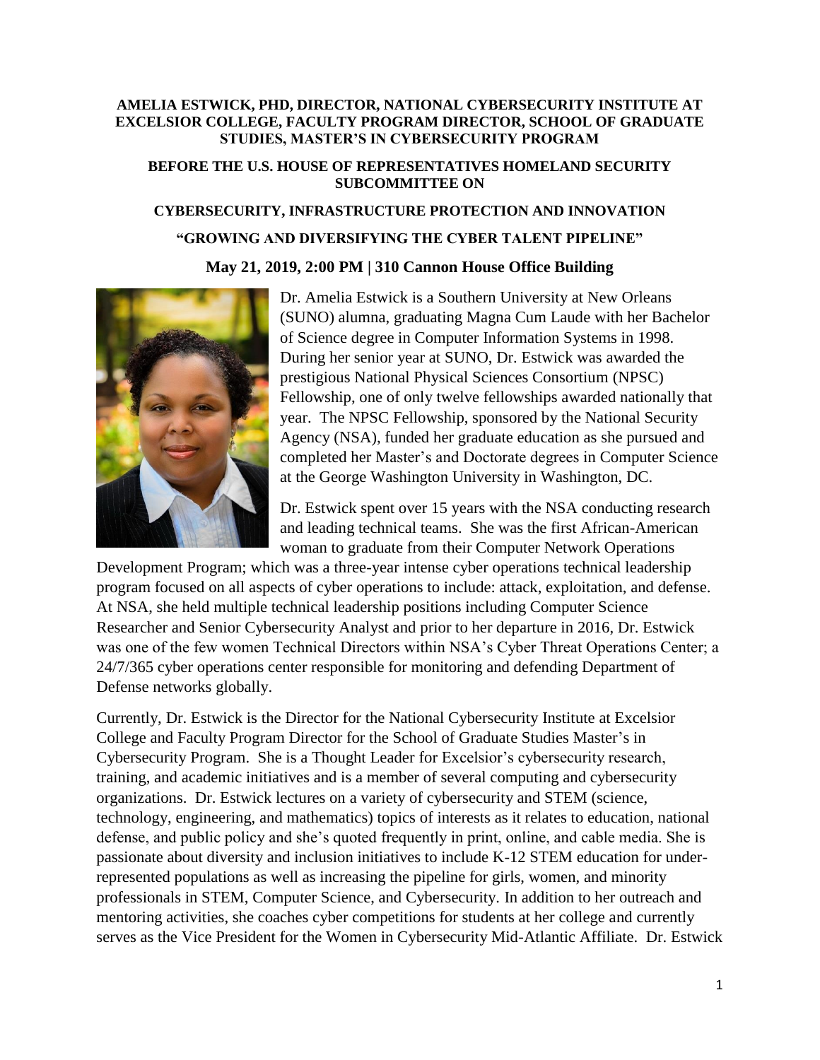**AMELIA ESTWICK, PHD, DIRECTOR, NATIONAL CYBERSECURITY INSTITUTE AT EXCELSIOR COLLEGE, FACULTY PROGRAM DIRECTOR, SCHOOL OF GRADUATE STUDIES, MASTER'S IN CYBERSECURITY PROGRAM**

**BEFORE THE U.S. HOUSE OF REPRESENTATIVES HOMELAND SECURITY SUBCOMMITTEE ON**

**CYBERSECURITY, INFRASTRUCTURE PROTECTION AND INNOVATION**

**"GROWING AND DIVERSIFYING THE CYBER TALENT PIPELINE"**

**May 21, 2019, 2:00 PM | 310 Cannon House Office Building**

Dr. Amelia Estwick is a Southern University at New Orleans (SUNO) alumna, graduating Magna Cum Laude with her Bachelor of Science degree in Computer Information Systems in 1998. During her senior year at SUNO, Dr. Estwick was awarded the prestigious National Physical Sciences Consortium (NPSC) Fellowship, one of only twelve fellowships awarded nationally that year. The NPSC Fellowship, sponsored by the National Security Agency (NSA), funded her graduate education as she pursued and completed her Master's and Doctorate degrees in Computer Science at the George Washington University in Washington, DC.

Dr. Estwick spent over 15 years with the NSA conducting research and leading technical teams. She was the first African-American woman to graduate from their Computer Network Operations Development Program; which was a three-year intense cyber operations technical leadership program focused on all aspects of cyber operations to include: attack, exploitation, and defense. At NSA, she held multiple technical leadership positions including Computer Science Researcher and Senior Cybersecurity Analyst and prior to her departure in 2016, Dr. Estwick was one of the few women Technical Directors within NSA's Cyber Threat Operations Center; a 24/7/365 cyber operations center responsible for monitoring and defending Department of Defense networks globally.

Currently, Dr. Estwick is the Director for the National Cybersecurity Institute at Excelsior College and Faculty Program Director for the School of Graduate Studies Master's in Cybersecurity Program. She is a Thought Leader for Excelsior's cybersecurity research, training, and academic initiatives and is a member of several computing and cybersecurity organizations. Dr. Estwick lectures on a variety of cybersecurity and STEM (science, technology, engineering, and mathematics) topics of interests as it relates to education, national defense, and public policy and she's quoted frequently in print, online, and cable media. She is passionate about diversity and inclusion initiatives to include K-12 STEM education for under-represented populations as well as increasing the pipeline for girls, women, and minority professionals in STEM, Computer Science, and Cybersecurity. In addition to her outreach and mentoring activities, she coaches cyber competitions for students at her college and currently serves as the Vice President for the Women in Cybersecurity Mid-Atlantic Affiliate. Dr. Estwick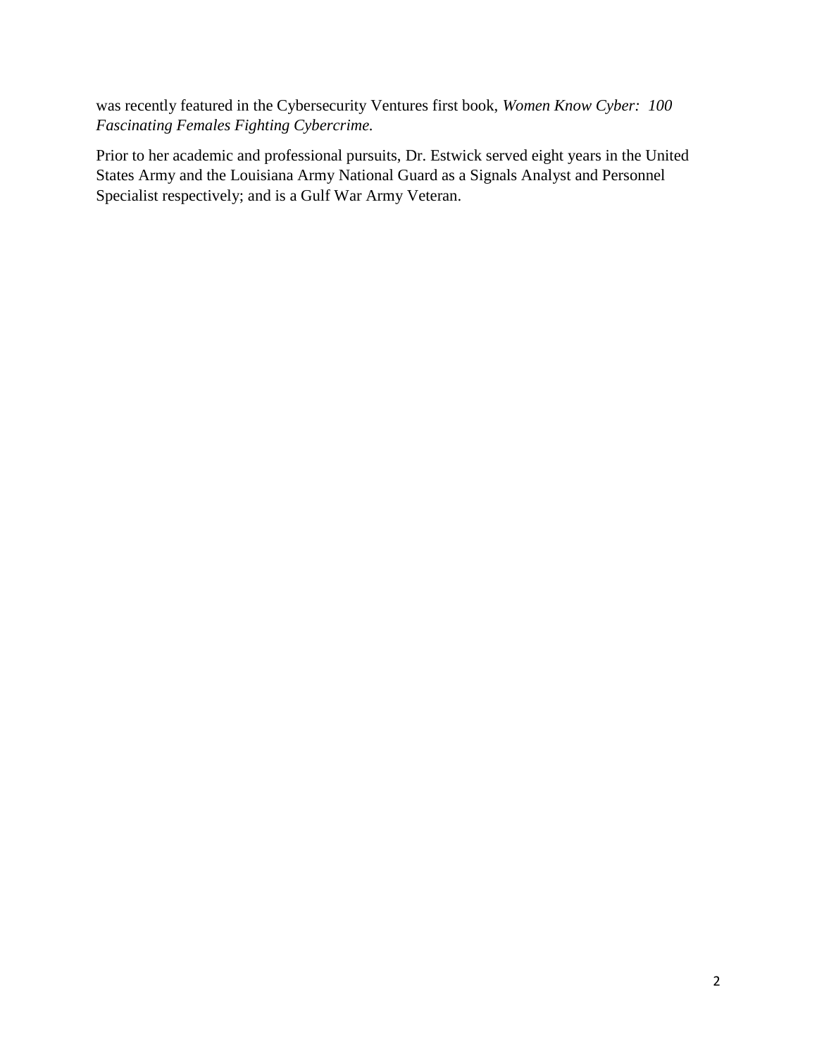was recently featured in the Cybersecurity Ventures first book, *Women Know Cyber: 100 Fascinating Females Fighting Cybercrime.*

Prior to her academic and professional pursuits, Dr. Estwick served eight years in the United States Army and the Louisiana Army National Guard as a Signals Analyst and Personnel Specialist respectively; and is a Gulf War Army Veteran.